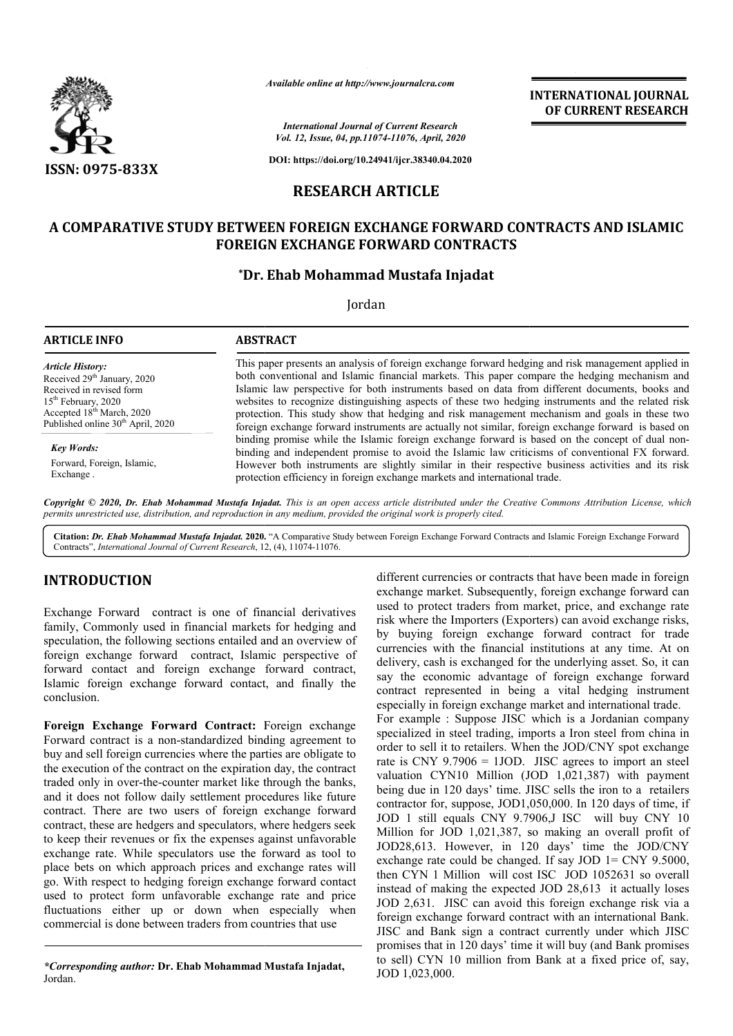# RESEARCH ARTICLE

# A COMPARATIVE STUDY BETWEEN FOREIGN EXCHANGE FORWARD CONTRACTS AND ISLAMIC FOREIGN EXCHANGE FORWARD CONTRACTS

**\*Dr. Ehab Mohammad Mustafa Injadat**

Jordan

**ARTICLE INFO**

*Article History:*
Received 29th January, 2020
Received in revised form
15th February, 2020
Accepted 18th March, 2020
Published online 30th April, 2020

*Key Words:*
Forward, Foreign, Islamic, Exchange .

**ABSTRACT**

This paper presents an analysis of foreign exchange forward hedging and risk management applied in both conventional and Islamic financial markets. This paper compare the hedging mechanism and Islamic law perspective for both instruments based on data from different documents, books and websites to recognize distinguishing aspects of these two hedging instruments and the related risk protection. This study show that hedging and risk management mechanism and goals in these two foreign exchange forward instruments are actually not similar, foreign exchange forward is based on the binding promise while the Islamic foreign exchange forward is based on the concept of dual non-binding and independent promise to avoid the Islamic law criticisms of conventional FX forward. However both instruments are slightly similar in their respective business activities and its risk protection efficiency in foreign exchange markets and international trade.

*Copyright © 2020, Dr. Ehab Mohammad Mustafa Injadat. This is an open access article distributed under the Creative Commons Attribution License, which permits unrestricted use, distribution, and reproduction in any medium, provided the original work is properly cited.*

**Citation:** *Dr. Ehab Mohammad Mustafa Injadat.* **2020.** "A Comparative Study between Foreign Exchange Forward Contracts and Islamic Foreign Exchange Forward Contracts", *International Journal of Current Research*, 12, (4), 11074-11076.

## INTRODUCTION

Exchange Forward contract is one of financial derivatives family, Commonly used in financial markets for hedging and speculation, the following sections entailed and an overview of foreign exchange forward contract, Islamic perspective of forward contact and foreign exchange forward contract, Islamic foreign exchange forward contact, and finally the conclusion.

**Foreign Exchange Forward Contract:** Foreign exchange Forward contract is a non-standardized binding agreement to buy and sell foreign currencies where the parties are obligate to the execution of the contract on the expiration day, the contract traded only in over-the-counter market like through the banks, and it does not follow daily settlement procedures like future contract. There are two users of foreign exchange forward contract, these are hedgers and speculators, where hedgers seek to keep their revenues or fix the expenses against unfavorable exchange rate. While speculators use the forward as tool to place bets on which approach prices and exchange rates will go. With respect to hedging foreign exchange forward contact used to protect form unfavorable exchange rate and price fluctuations either up or down when especially when commercial is done between traders from countries that use different currencies or contracts that have been made in foreign exchange market. Subsequently, foreign exchange forward can used to protect traders from market, price, and exchange rate risk where the Importers (Exporters) can avoid exchange risks, by buying foreign exchange forward contract for trade currencies with the financial institutions at any time. At on delivery, cash is exchanged for the underlying asset. So, it can say the economic advantage of foreign exchange forward contract represented in being a vital hedging instrument especially in foreign exchange market and international trade.

For example : Suppose JISC which is a Jordanian company specialized in steel trading, imports a Iron steel from china in order to sell it to retailers. When the JOD/CNY spot exchange rate is CNY 9.7906 = 1JOD. JISC agrees to import an steel valuation CYN10 Million (JOD 1,021,387) with payment being due in 120 days' time. JISC sells the iron to a retailers contractor for, suppose, JOD1,050,000. In 120 days of time, if JOD 1 still equals CNY 9.7906,J ISC will buy CNY 10 Million for JOD 1,021,387, so making an overall profit of JOD28,613. However, in 120 days' time the JOD/CNY exchange rate could be changed. If say JOD 1= CNY 9.5000, then CYN 1 Million will cost ISC JOD 1052631 so overall instead of making the expected JOD 28,613 it actually loses JOD 2,631. JISC can avoid this foreign exchange risk via a foreign exchange forward contract with an international Bank. JISC and Bank sign a contract currently under which JISC promises that in 120 days' time it will buy (and Bank promises to sell) CYN 10 million from Bank at a fixed price of, say, JOD 1,023,000.

*\*Corresponding author:* **Dr. Ehab Mohammad Mustafa Injadat,**
Jordan.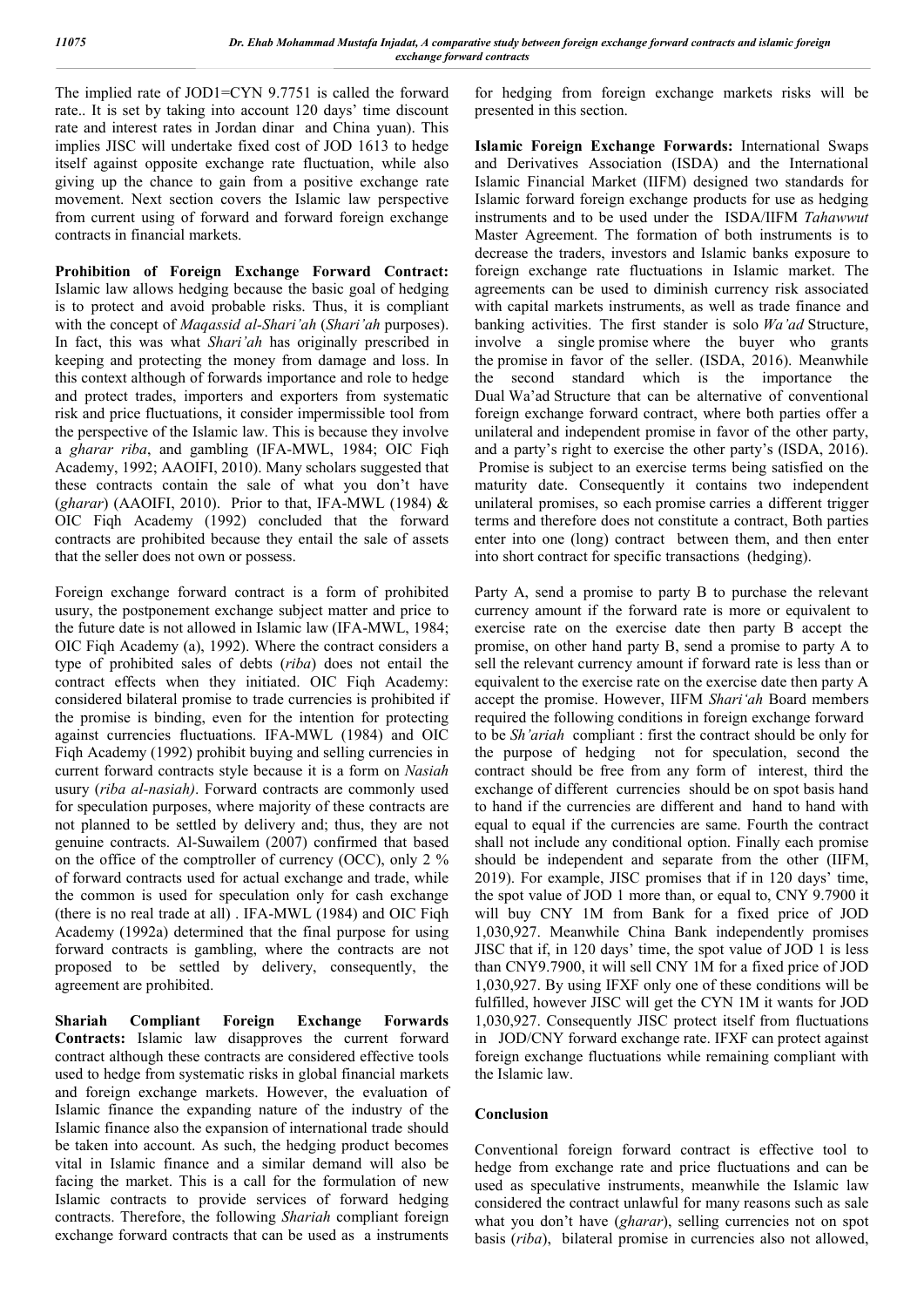The implied rate of JOD1=CYN 9.7751 is called the forward rate.. It is set by taking into account 120 days' time discount rate and interest rates in Jordan dinar and China yuan). This implies JISC will undertake fixed cost of JOD 1613 to hedge itself against opposite exchange rate fluctuation, while also giving up the chance to gain from a positive exchange rate movement. Next section covers the Islamic law perspective from current using of forward and forward foreign exchange contracts in financial markets.

**Prohibition of Foreign Exchange Forward Contract:** Islamic law allows hedging because the basic goal of hedging is to protect and avoid probable risks. Thus, it is compliant with the concept of *Maqassid al-Shari'ah* (*Shari'ah* purposes). In fact, this was what *Shari'ah* has originally prescribed in keeping and protecting the money from damage and loss. In this context although of forwards importance and role to hedge and protect trades, importers and exporters from systematic risk and price fluctuations, it consider impermissible tool from the perspective of the Islamic law. This is because they involve a *gharar riba*, and gambling (IFA-MWL, 1984; OIC Fiqh Academy, 1992; AAOIFI, 2010). Many scholars suggested that these contracts contain the sale of what you don't have (*gharar*) (AAOIFI, 2010). Prior to that, IFA-MWL (1984) & OIC Fiqh Academy (1992) concluded that the forward contracts are prohibited because they entail the sale of assets that the seller does not own or possess.

Foreign exchange forward contract is a form of prohibited usury, the postponement exchange subject matter and price to the future date is not allowed in Islamic law (IFA-MWL, 1984; OIC Fiqh Academy (a), 1992). Where the contract considers a type of prohibited sales of debts (*riba*) does not entail the contract effects when they initiated. OIC Fiqh Academy: considered bilateral promise to trade currencies is prohibited if the promise is binding, even for the intention for protecting against currencies fluctuations. IFA-MWL (1984) and OIC Fiqh Academy (1992) prohibit buying and selling currencies in current forward contracts style because it is a form on *Nasiah* usury (*riba al-nasiah)*. Forward contracts are commonly used for speculation purposes, where majority of these contracts are not planned to be settled by delivery and; thus, they are not genuine contracts. Al-Suwailem (2007) confirmed that based on the office of the comptroller of currency (OCC), only 2 % of forward contracts used for actual exchange and trade, while the common is used for speculation only for cash exchange (there is no real trade at all) . IFA-MWL (1984) and OIC Fiqh Academy (1992a) determined that the final purpose for using forward contracts is gambling, where the contracts are not proposed to be settled by delivery, consequently, the agreement are prohibited.

**Shariah Compliant Foreign Exchange Forwards Contracts:** Islamic law disapproves the current forward contract although these contracts are considered effective tools used to hedge from systematic risks in global financial markets and foreign exchange markets. However, the evaluation of Islamic finance the expanding nature of the industry of the Islamic finance also the expansion of international trade should be taken into account. As such, the hedging product becomes vital in Islamic finance and a similar demand will also be facing the market. This is a call for the formulation of new Islamic contracts to provide services of forward hedging contracts. Therefore, the following *Shariah* compliant foreign exchange forward contracts that can be used as a instruments for hedging from foreign exchange markets risks will be presented in this section.

**Islamic Foreign Exchange Forwards:** International Swaps and Derivatives Association (ISDA) and the International Islamic Financial Market (IIFM) designed two standards for Islamic forward foreign exchange products for use as hedging instruments and to be used under the ISDA/IIFM *Tahawwut* Master Agreement. The formation of both instruments is to decrease the traders, investors and Islamic banks exposure to foreign exchange rate fluctuations in Islamic market. The agreements can be used to diminish currency risk associated with capital markets instruments, as well as trade finance and banking activities. The first stander is solo *Wa'ad* Structure, involve a single promise where the buyer who grants the promise in favor of the seller. (ISDA, 2016). Meanwhile the second standard which is the importance the Dual Wa'ad Structure that can be alternative of conventional foreign exchange forward contract, where both parties offer a unilateral and independent promise in favor of the other party, and a party's right to exercise the other party's (ISDA, 2016). Promise is subject to an exercise terms being satisfied on the maturity date. Consequently it contains two independent unilateral promises, so each promise carries a different trigger terms and therefore does not constitute a contract, Both parties enter into one (long) contract between them, and then enter into short contract for specific transactions (hedging).

Party A, send a promise to party B to purchase the relevant currency amount if the forward rate is more or equivalent to exercise rate on the exercise date then party B accept the promise, on other hand party B, send a promise to party A to sell the relevant currency amount if forward rate is less than or equivalent to the exercise rate on the exercise date then party A accept the promise. However, IIFM *Shari'ah* Board members required the following conditions in foreign exchange forward to be *Sh'ariah* compliant : first the contract should be only for the purpose of hedging not for speculation, second the contract should be free from any form of interest, third the exchange of different currencies should be on spot basis hand to hand if the currencies are different and hand to hand with equal to equal if the currencies are same. Fourth the contract shall not include any conditional option. Finally each promise should be independent and separate from the other (IIFM, 2019). For example, JISC promises that if in 120 days' time, the spot value of JOD 1 more than, or equal to, CNY 9.7900 it will buy CNY 1M from Bank for a fixed price of JOD 1,030,927. Meanwhile China Bank independently promises JISC that if, in 120 days' time, the spot value of JOD 1 is less than CNY9.7900, it will sell CNY 1M for a fixed price of JOD 1,030,927. By using IFXF only one of these conditions will be fulfilled, however JISC will get the CYN 1M it wants for JOD 1,030,927. Consequently JISC protect itself from fluctuations in JOD/CNY forward exchange rate. IFXF can protect against foreign exchange fluctuations while remaining compliant with the Islamic law.

## Conclusion

Conventional foreign forward contract is effective tool to hedge from exchange rate and price fluctuations and can be used as speculative instruments, meanwhile the Islamic law considered the contract unlawful for many reasons such as sale what you don't have (*gharar*), selling currencies not on spot basis (*riba*), bilateral promise in currencies also not allowed,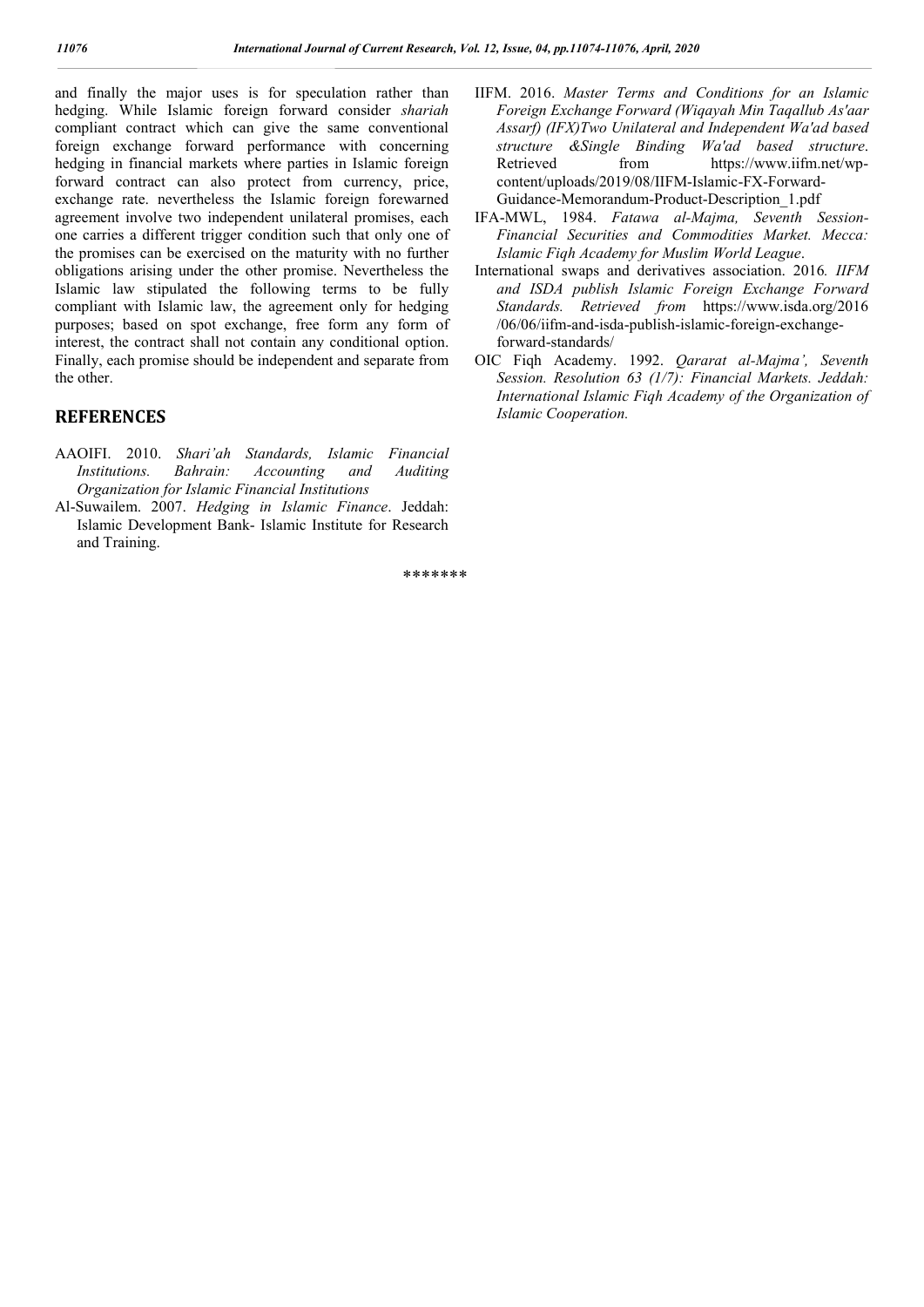and finally the major uses is for speculation rather than hedging. While Islamic foreign forward consider *shariah* compliant contract which can give the same conventional foreign exchange forward performance with concerning hedging in financial markets where parties in Islamic foreign forward contract can also protect from currency, price, exchange rate. nevertheless the Islamic foreign forewarned agreement involve two independent unilateral promises, each one carries a different trigger condition such that only one of the promises can be exercised on the maturity with no further obligations arising under the other promise. Nevertheless the Islamic law stipulated the following terms to be fully compliant with Islamic law, the agreement only for hedging purposes; based on spot exchange, free form any form of interest, the contract shall not contain any conditional option. Finally, each promise should be independent and separate from the other.

## REFERENCES

AAOIFI. 2010. *Shari'ah Standards, Islamic Financial Institutions. Bahrain: Accounting and Auditing Organization for Islamic Financial Institutions*

Al-Suwailem. 2007. *Hedging in Islamic Finance*. Jeddah: Islamic Development Bank- Islamic Institute for Research and Training.

IIFM. 2016. *Master Terms and Conditions for an Islamic Foreign Exchange Forward (Wiqayah Min Taqallub As'aar Assarf) (IFX)Two Unilateral and Independent Wa'ad based structure &Single Binding Wa'ad based structure*. Retrieved from https://www.iifm.net/wp-content/uploads/2019/08/IIFM-Islamic-FX-Forward-Guidance-Memorandum-Product-Description_1.pdf

IFA-MWL, 1984. *Fatawa al-Majma, Seventh Session-Financial Securities and Commodities Market. Mecca: Islamic Fiqh Academy for Muslim World League*.

International swaps and derivatives association. 2016*. IIFM and ISDA publish Islamic Foreign Exchange Forward Standards. Retrieved from* https://www.isda.org/2016/06/06/iifm-and-isda-publish-islamic-foreign-exchange-forward-standards/

OIC Fiqh Academy. 1992. *Qararat al-Majma', Seventh Session. Resolution 63 (1/7): Financial Markets. Jeddah: International Islamic Fiqh Academy of the Organization of Islamic Cooperation.*

*******